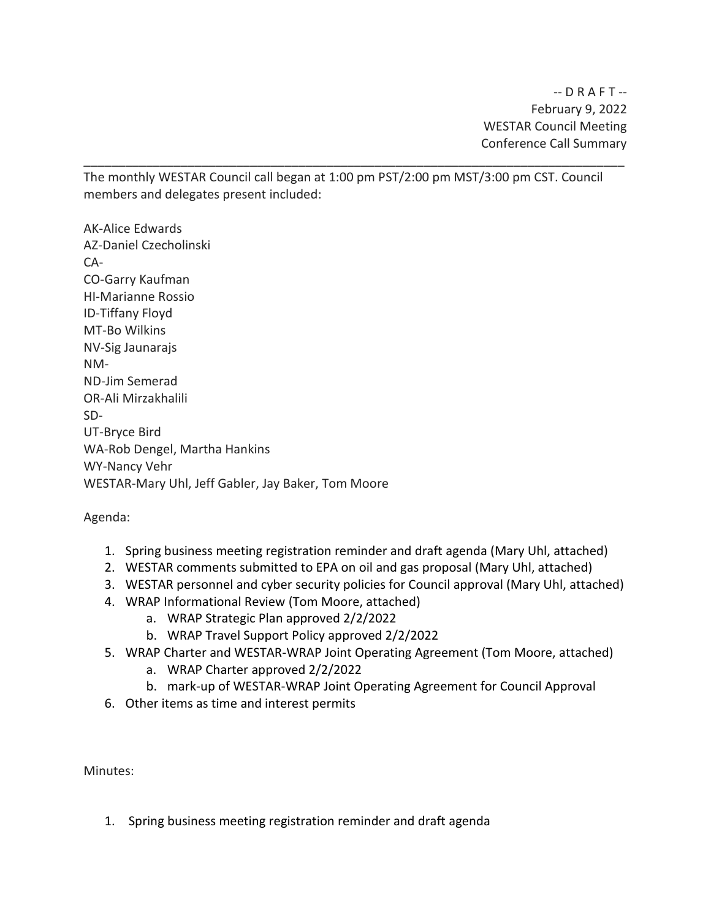-- D R A F T --
February 9, 2022
WESTAR Council Meeting
Conference Call Summary

---

The monthly WESTAR Council call began at 1:00 pm PST/2:00 pm MST/3:00 pm CST. Council members and delegates present included:

AK-Alice Edwards
AZ-Daniel Czecholinski
CA-
CO-Garry Kaufman
HI-Marianne Rossio
ID-Tiffany Floyd
MT-Bo Wilkins
NV-Sig Jaunarajs
NM-
ND-Jim Semerad
OR-Ali Mirzakhalili
SD-
UT-Bryce Bird
WA-Rob Dengel, Martha Hankins
WY-Nancy Vehr
WESTAR-Mary Uhl, Jeff Gabler, Jay Baker, Tom Moore

Agenda:

1. Spring business meeting registration reminder and draft agenda (Mary Uhl, attached)
2. WESTAR comments submitted to EPA on oil and gas proposal (Mary Uhl, attached)
3. WESTAR personnel and cyber security policies for Council approval (Mary Uhl, attached)
4. WRAP Informational Review (Tom Moore, attached)
   a. WRAP Strategic Plan approved 2/2/2022
   b. WRAP Travel Support Policy approved 2/2/2022
5. WRAP Charter and WESTAR-WRAP Joint Operating Agreement (Tom Moore, attached)
   a. WRAP Charter approved 2/2/2022
   b. mark-up of WESTAR-WRAP Joint Operating Agreement for Council Approval
6. Other items as time and interest permits

Minutes:

1. Spring business meeting registration reminder and draft agenda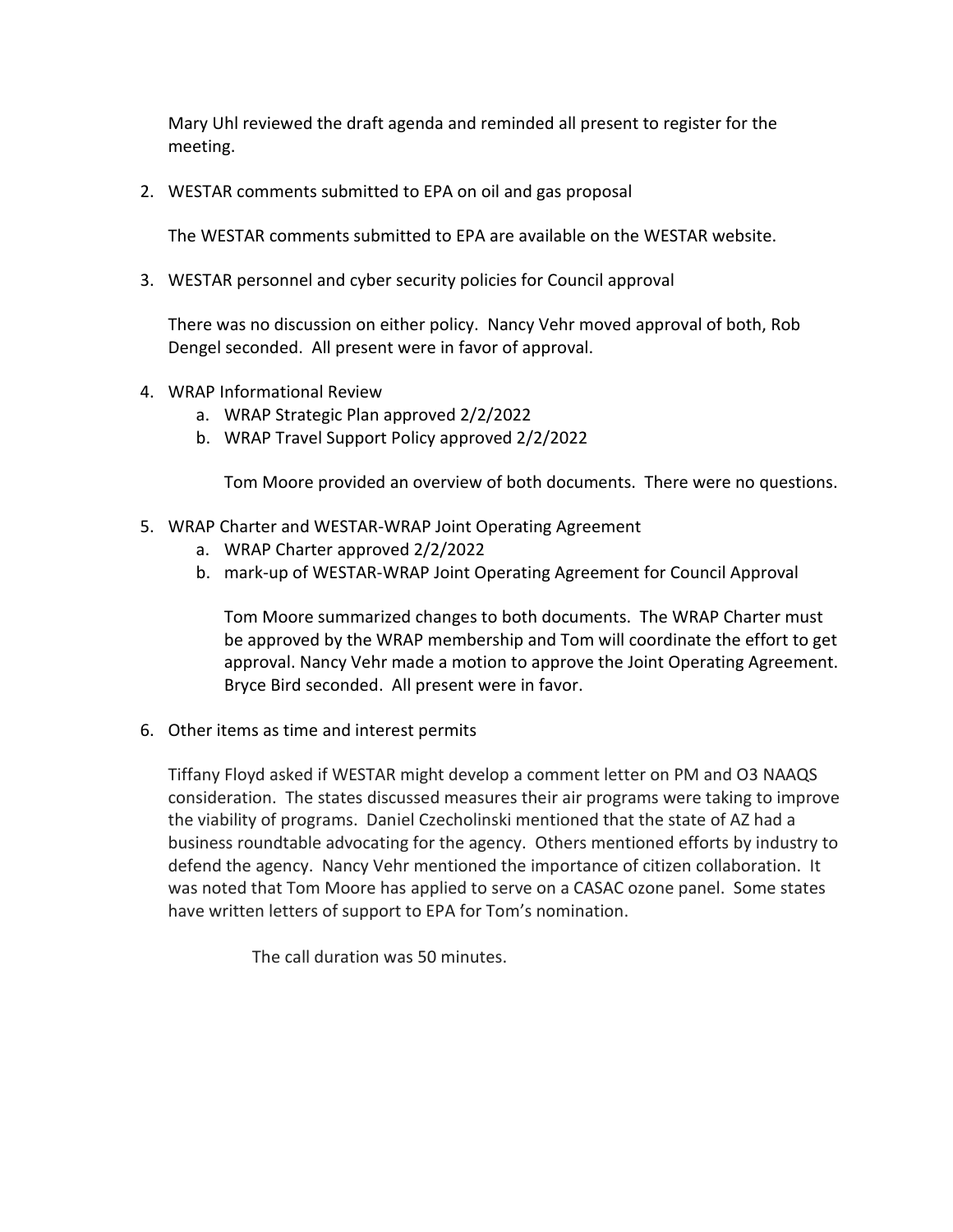Mary Uhl reviewed the draft agenda and reminded all present to register for the meeting.

2. WESTAR comments submitted to EPA on oil and gas proposal

   The WESTAR comments submitted to EPA are available on the WESTAR website.

3. WESTAR personnel and cyber security policies for Council approval

   There was no discussion on either policy. Nancy Vehr moved approval of both, Rob Dengel seconded. All present were in favor of approval.

4. WRAP Informational Review
   a. WRAP Strategic Plan approved 2/2/2022
   b. WRAP Travel Support Policy approved 2/2/2022

      Tom Moore provided an overview of both documents. There were no questions.

5. WRAP Charter and WESTAR-WRAP Joint Operating Agreement
   a. WRAP Charter approved 2/2/2022
   b. mark-up of WESTAR-WRAP Joint Operating Agreement for Council Approval

      Tom Moore summarized changes to both documents. The WRAP Charter must be approved by the WRAP membership and Tom will coordinate the effort to get approval. Nancy Vehr made a motion to approve the Joint Operating Agreement. Bryce Bird seconded. All present were in favor.

6. Other items as time and interest permits

   Tiffany Floyd asked if WESTAR might develop a comment letter on PM and O3 NAAQS consideration. The states discussed measures their air programs were taking to improve the viability of programs. Daniel Czecholinski mentioned that the state of AZ had a business roundtable advocating for the agency. Others mentioned efforts by industry to defend the agency. Nancy Vehr mentioned the importance of citizen collaboration. It was noted that Tom Moore has applied to serve on a CASAC ozone panel. Some states have written letters of support to EPA for Tom's nomination.

The call duration was 50 minutes.